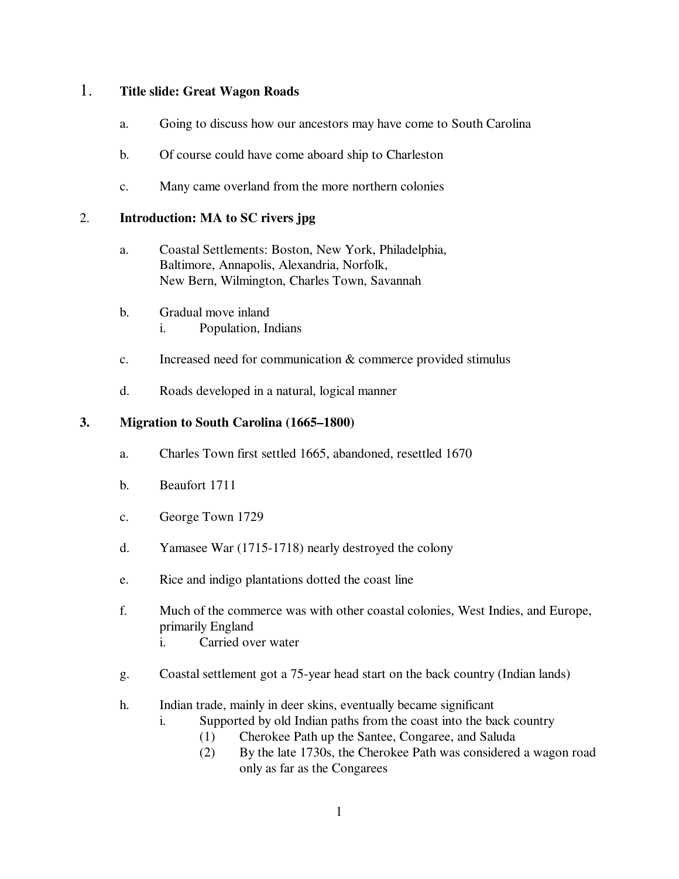1. **Title slide: Great Wagon Roads**

   a. Going to discuss how our ancestors may have come to South Carolina

   b. Of course could have come aboard ship to Charleston

   c. Many came overland from the more northern colonies

2. **Introduction: MA to SC rivers jpg**

   a. Coastal Settlements: Boston, New York, Philadelphia, Baltimore, Annapolis, Alexandria, Norfolk, New Bern, Wilmington, Charles Town, Savannah

   b. Gradual move inland
      i. Population, Indians

   c. Increased need for communication & commerce provided stimulus

   d. Roads developed in a natural, logical manner

3. **Migration to South Carolina (1665–1800)**

   a. Charles Town first settled 1665, abandoned, resettled 1670

   b. Beaufort 1711

   c. George Town 1729

   d. Yamasee War (1715-1718) nearly destroyed the colony

   e. Rice and indigo plantations dotted the coast line

   f. Much of the commerce was with other coastal colonies, West Indies, and Europe, primarily England
      i. Carried over water

   g. Coastal settlement got a 75-year head start on the back country (Indian lands)

   h. Indian trade, mainly in deer skins, eventually became significant
      i. Supported by old Indian paths from the coast into the back country
         (1) Cherokee Path up the Santee, Congaree, and Saluda
         (2) By the late 1730s, the Cherokee Path was considered a wagon road only as far as the Congarees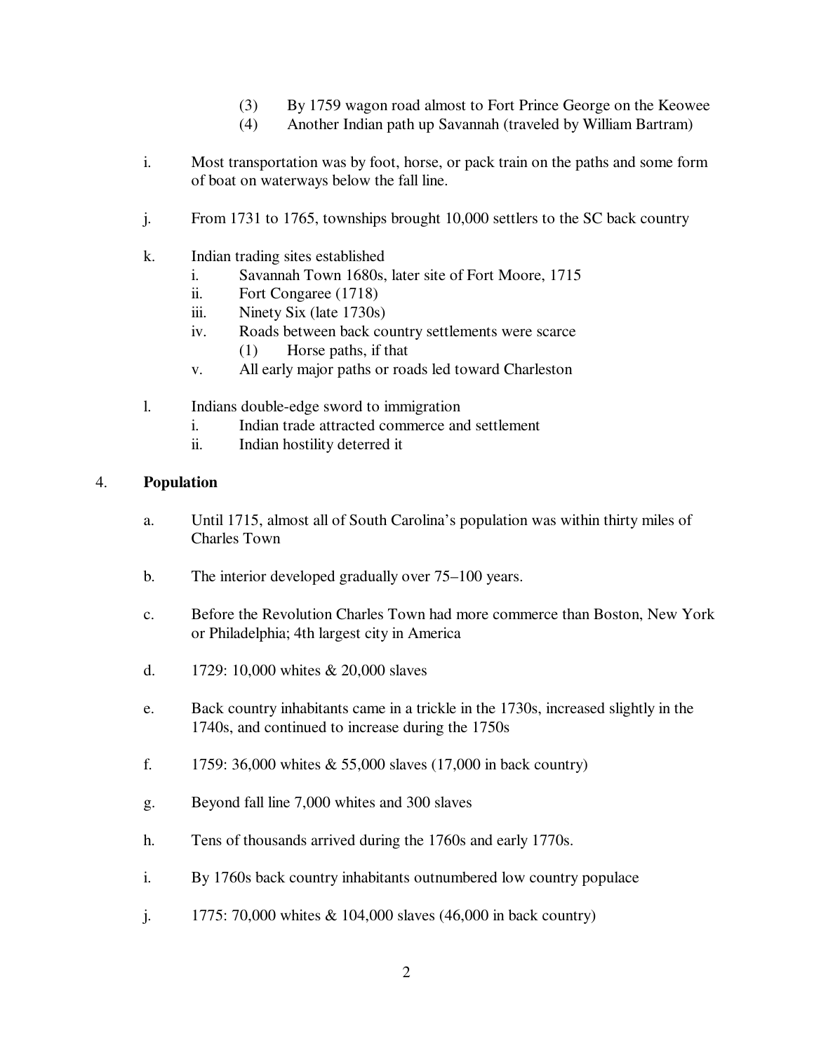(3) By 1759 wagon road almost to Fort Prince George on the Keowee

(4) Another Indian path up Savannah (traveled by William Bartram)

i. Most transportation was by foot, horse, or pack train on the paths and some form of boat on waterways below the fall line.

j. From 1731 to 1765, townships brought 10,000 settlers to the SC back country

k. Indian trading sites established
   - i. Savannah Town 1680s, later site of Fort Moore, 1715
   - ii. Fort Congaree (1718)
   - iii. Ninety Six (late 1730s)
   - iv. Roads between back country settlements were scarce
     - (1) Horse paths, if that
   - v. All early major paths or roads led toward Charleston

l. Indians double-edge sword to immigration
   - i. Indian trade attracted commerce and settlement
   - ii. Indian hostility deterred it

## 4. **Population**

a. Until 1715, almost all of South Carolina's population was within thirty miles of Charles Town

b. The interior developed gradually over 75–100 years.

c. Before the Revolution Charles Town had more commerce than Boston, New York or Philadelphia; 4th largest city in America

d. 1729: 10,000 whites & 20,000 slaves

e. Back country inhabitants came in a trickle in the 1730s, increased slightly in the 1740s, and continued to increase during the 1750s

f. 1759: 36,000 whites & 55,000 slaves (17,000 in back country)

g. Beyond fall line 7,000 whites and 300 slaves

h. Tens of thousands arrived during the 1760s and early 1770s.

i. By 1760s back country inhabitants outnumbered low country populace

j. 1775: 70,000 whites & 104,000 slaves (46,000 in back country)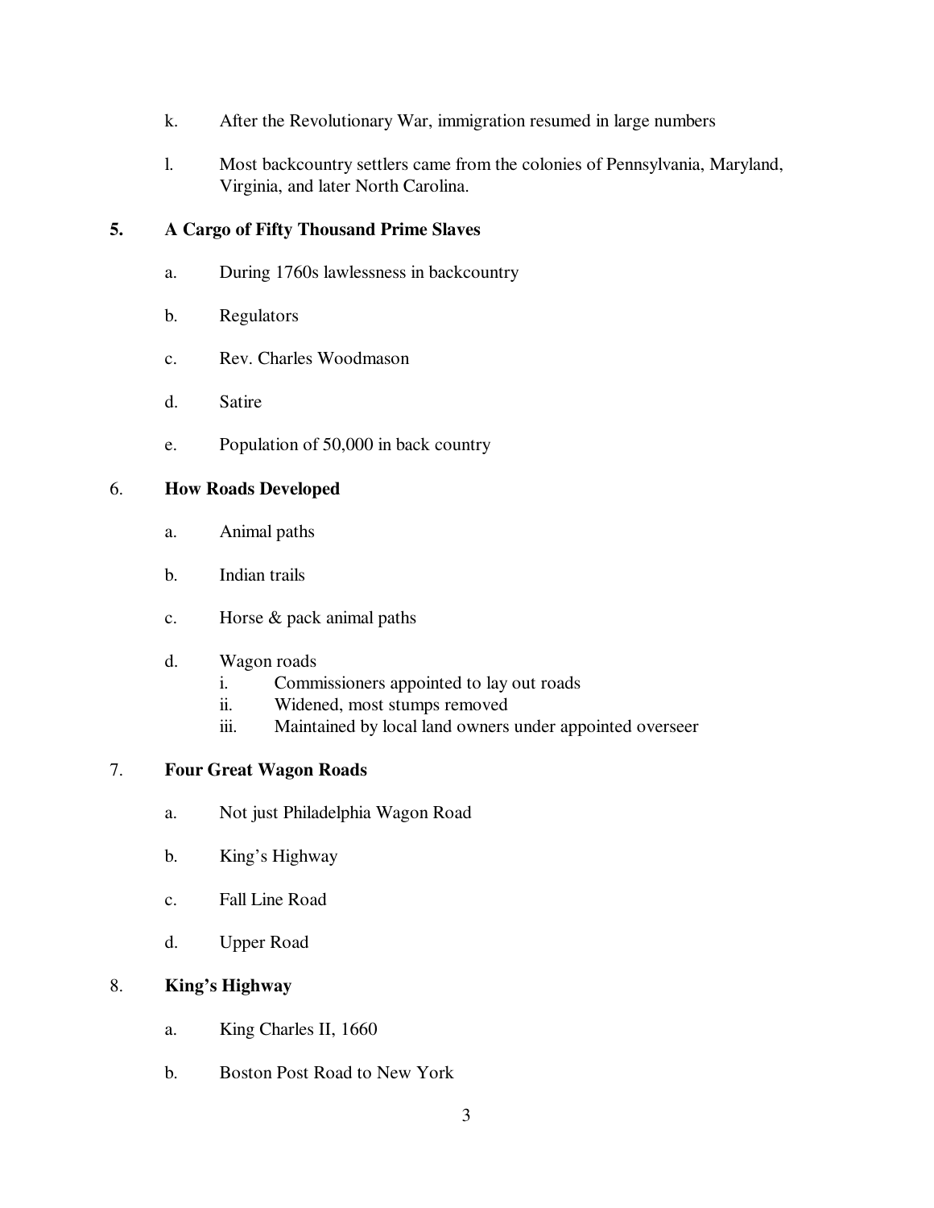k. After the Revolutionary War, immigration resumed in large numbers

l. Most backcountry settlers came from the colonies of Pennsylvania, Maryland, Virginia, and later North Carolina.

## 5. A Cargo of Fifty Thousand Prime Slaves

a. During 1760s lawlessness in backcountry

b. Regulators

c. Rev. Charles Woodmason

d. Satire

e. Population of 50,000 in back country

## 6. How Roads Developed

a. Animal paths

b. Indian trails

c. Horse & pack animal paths

d. Wagon roads
   - i. Commissioners appointed to lay out roads
   - ii. Widened, most stumps removed
   - iii. Maintained by local land owners under appointed overseer

## 7. Four Great Wagon Roads

a. Not just Philadelphia Wagon Road

b. King's Highway

c. Fall Line Road

d. Upper Road

## 8. King's Highway

a. King Charles II, 1660

b. Boston Post Road to New York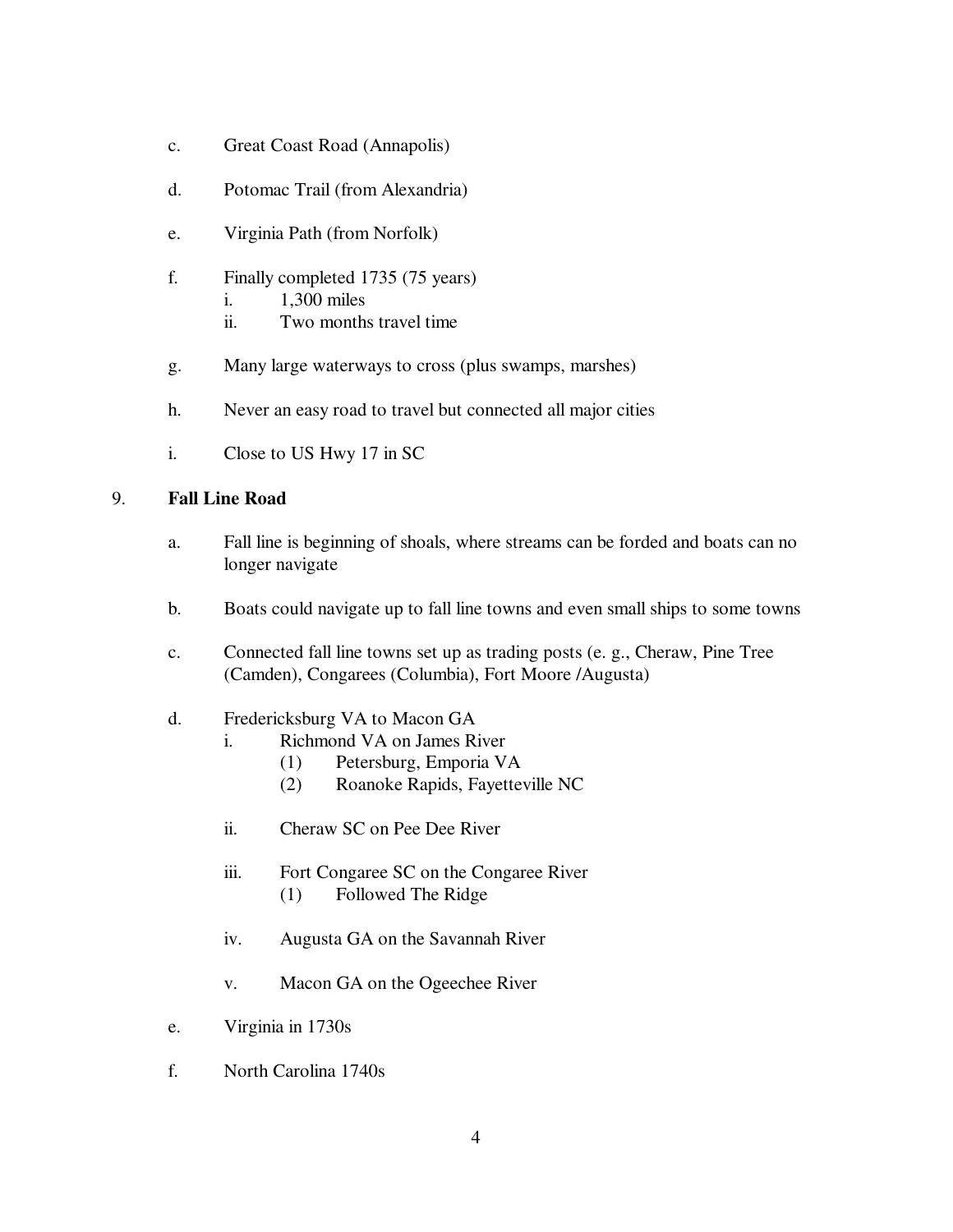c. Great Coast Road (Annapolis)

d. Potomac Trail (from Alexandria)

e. Virginia Path (from Norfolk)

f. Finally completed 1735 (75 years)
   i. 1,300 miles
   ii. Two months travel time

g. Many large waterways to cross (plus swamps, marshes)

h. Never an easy road to travel but connected all major cities

i. Close to US Hwy 17 in SC

9. **Fall Line Road**

   a. Fall line is beginning of shoals, where streams can be forded and boats can no longer navigate

   b. Boats could navigate up to fall line towns and even small ships to some towns

   c. Connected fall line towns set up as trading posts (e. g., Cheraw, Pine Tree (Camden), Congarees (Columbia), Fort Moore /Augusta)

   d. Fredericksburg VA to Macon GA
      i. Richmond VA on James River
         (1) Petersburg, Emporia VA
         (2) Roanoke Rapids, Fayetteville NC

      ii. Cheraw SC on Pee Dee River

      iii. Fort Congaree SC on the Congaree River
         (1) Followed The Ridge

      iv. Augusta GA on the Savannah River

      v. Macon GA on the Ogeechee River

   e. Virginia in 1730s

   f. North Carolina 1740s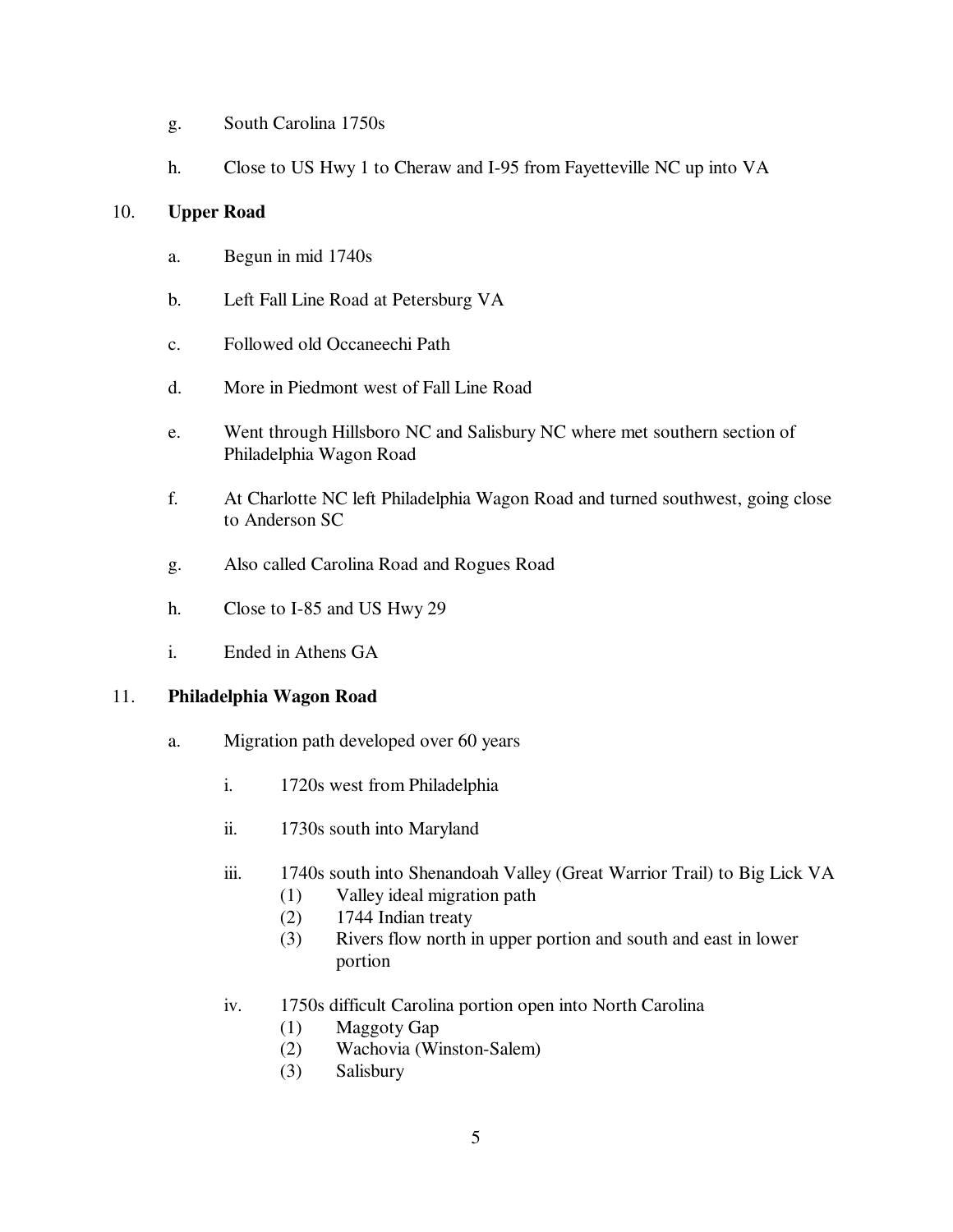g. South Carolina 1750s

h. Close to US Hwy 1 to Cheraw and I-95 from Fayetteville NC up into VA

10. **Upper Road**

    a. Begun in mid 1740s

    b. Left Fall Line Road at Petersburg VA

    c. Followed old Occaneechi Path

    d. More in Piedmont west of Fall Line Road

    e. Went through Hillsboro NC and Salisbury NC where met southern section of Philadelphia Wagon Road

    f. At Charlotte NC left Philadelphia Wagon Road and turned southwest, going close to Anderson SC

    g. Also called Carolina Road and Rogues Road

    h. Close to I-85 and US Hwy 29

    i. Ended in Athens GA

11. **Philadelphia Wagon Road**

    a. Migration path developed over 60 years

        i. 1720s west from Philadelphia

        ii. 1730s south into Maryland

        iii. 1740s south into Shenandoah Valley (Great Warrior Trail) to Big Lick VA
            (1) Valley ideal migration path
            (2) 1744 Indian treaty
            (3) Rivers flow north in upper portion and south and east in lower portion

        iv. 1750s difficult Carolina portion open into North Carolina
            (1) Maggoty Gap
            (2) Wachovia (Winston-Salem)
            (3) Salisbury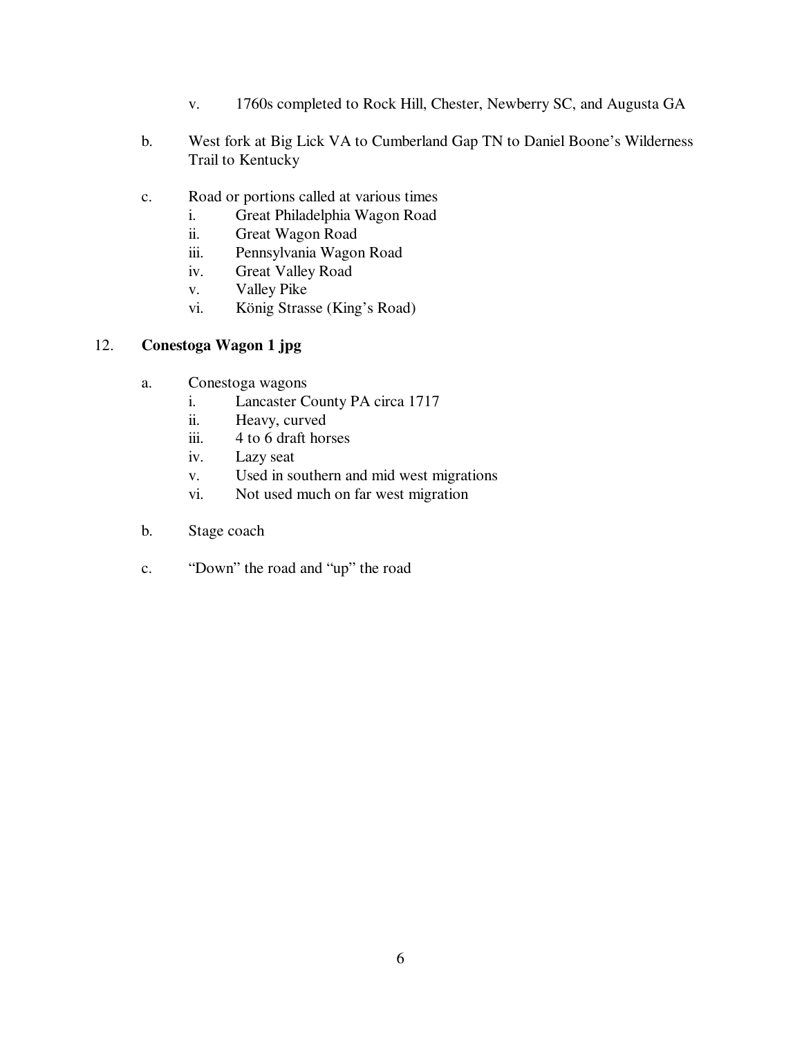v. 1760s completed to Rock Hill, Chester, Newberry SC, and Augusta GA

b. West fork at Big Lick VA to Cumberland Gap TN to Daniel Boone's Wilderness Trail to Kentucky

c. Road or portions called at various times
    i. Great Philadelphia Wagon Road
    ii. Great Wagon Road
    iii. Pennsylvania Wagon Road
    iv. Great Valley Road
    v. Valley Pike
    vi. König Strasse (King's Road)

12. **Conestoga Wagon 1 jpg**

a. Conestoga wagons
    i. Lancaster County PA circa 1717
    ii. Heavy, curved
    iii. 4 to 6 draft horses
    iv. Lazy seat
    v. Used in southern and mid west migrations
    vi. Not used much on far west migration

b. Stage coach

c. "Down" the road and "up" the road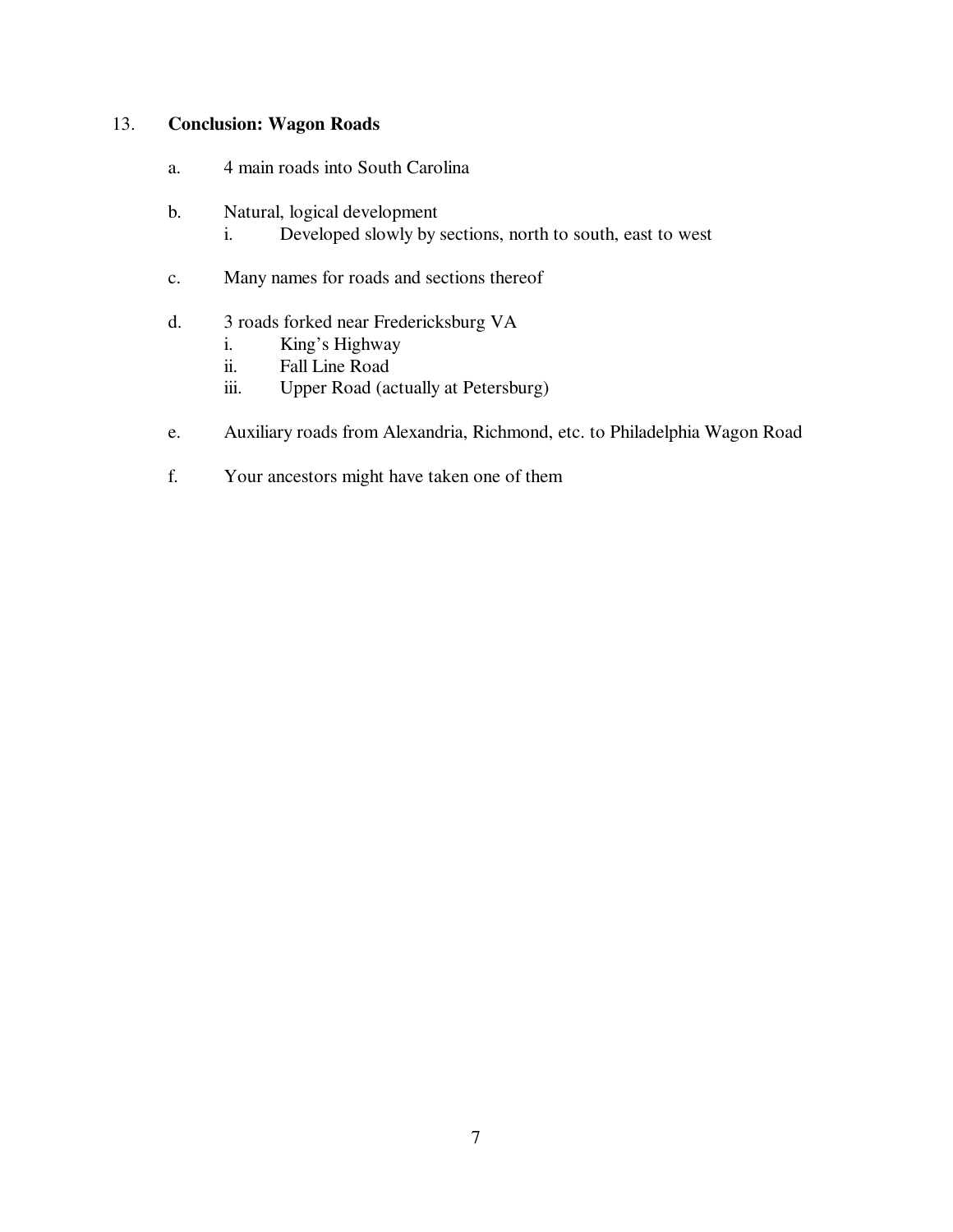13. **Conclusion: Wagon Roads**

   a. 4 main roads into South Carolina

   b. Natural, logical development
      i. Developed slowly by sections, north to south, east to west

   c. Many names for roads and sections thereof

   d. 3 roads forked near Fredericksburg VA
      i. King's Highway
      ii. Fall Line Road
      iii. Upper Road (actually at Petersburg)

   e. Auxiliary roads from Alexandria, Richmond, etc. to Philadelphia Wagon Road

   f. Your ancestors might have taken one of them